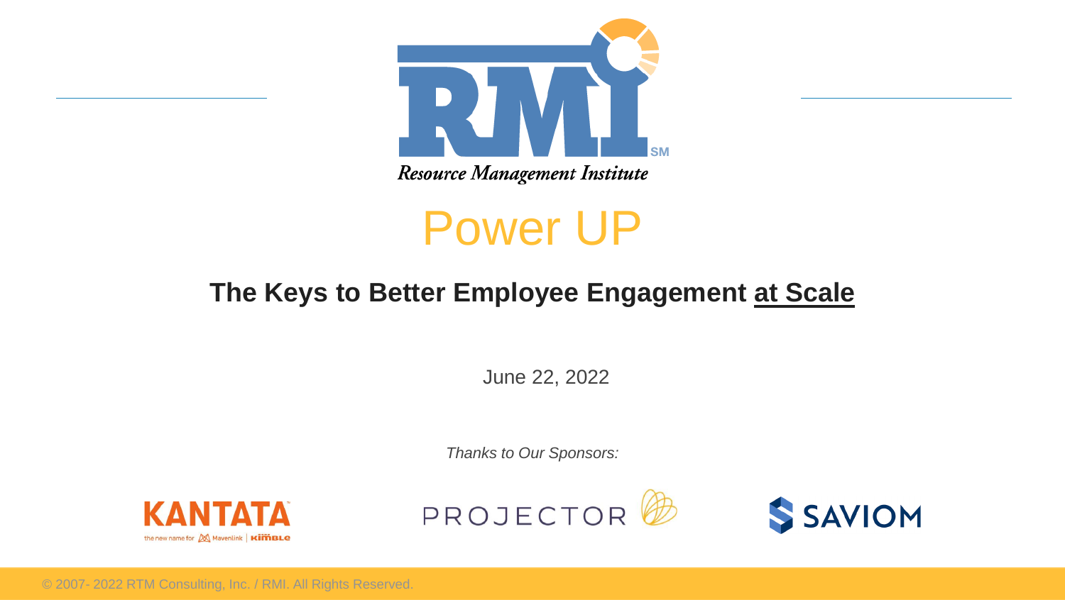RMI[SM]

*Resource Management Institute*

# Power UP

## The Keys to Better Employee Engagement at Scale

June 22, 2022

*Thanks to Our Sponsors:*

KANTATA — the new name for Mavenlink | Kimble

PROJECTOR

SAVIOM

© 2007- 2022 RTM Consulting, Inc. / RMI. All Rights Reserved.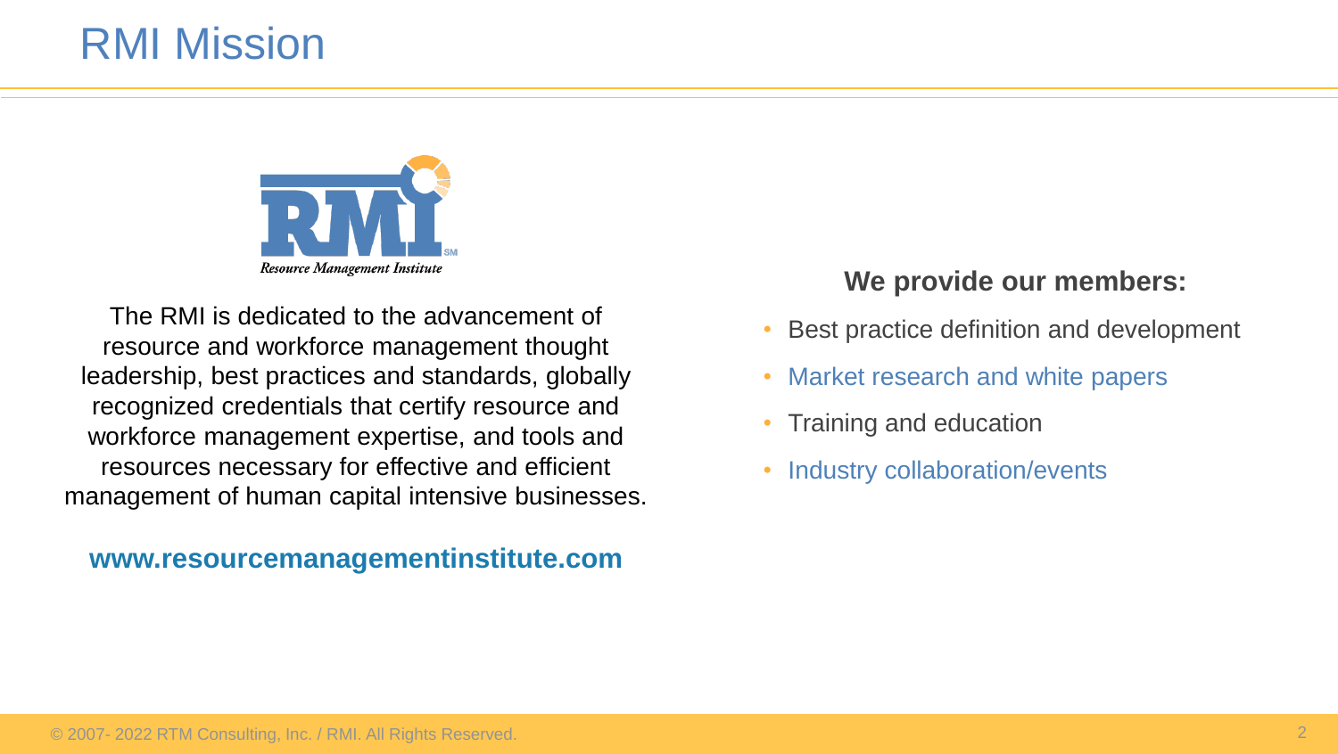# RMI Mission

Resource Management Institute

The RMI is dedicated to the advancement of resource and workforce management thought leadership, best practices and standards, globally recognized credentials that certify resource and workforce management expertise, and tools and resources necessary for effective and efficient management of human capital intensive businesses.

**www.resourcemanagementinstitute.com**

**We provide our members:**

- Best practice definition and development
- Market research and white papers
- Training and education
- Industry collaboration/events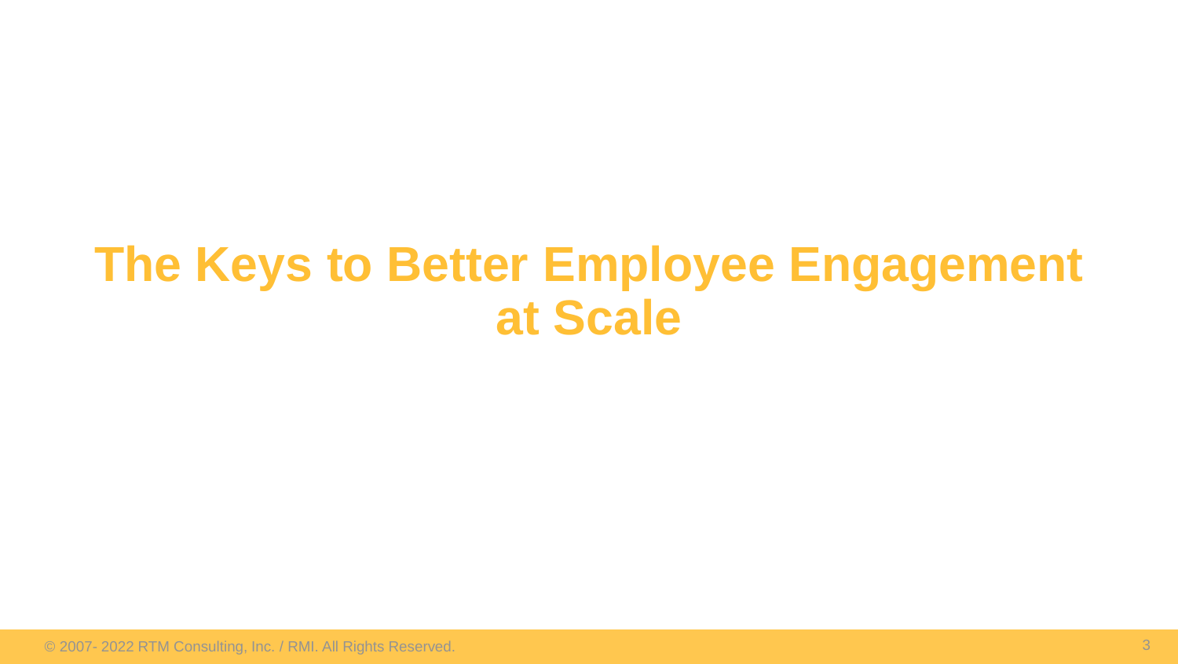# The Keys to Better Employee Engagement at Scale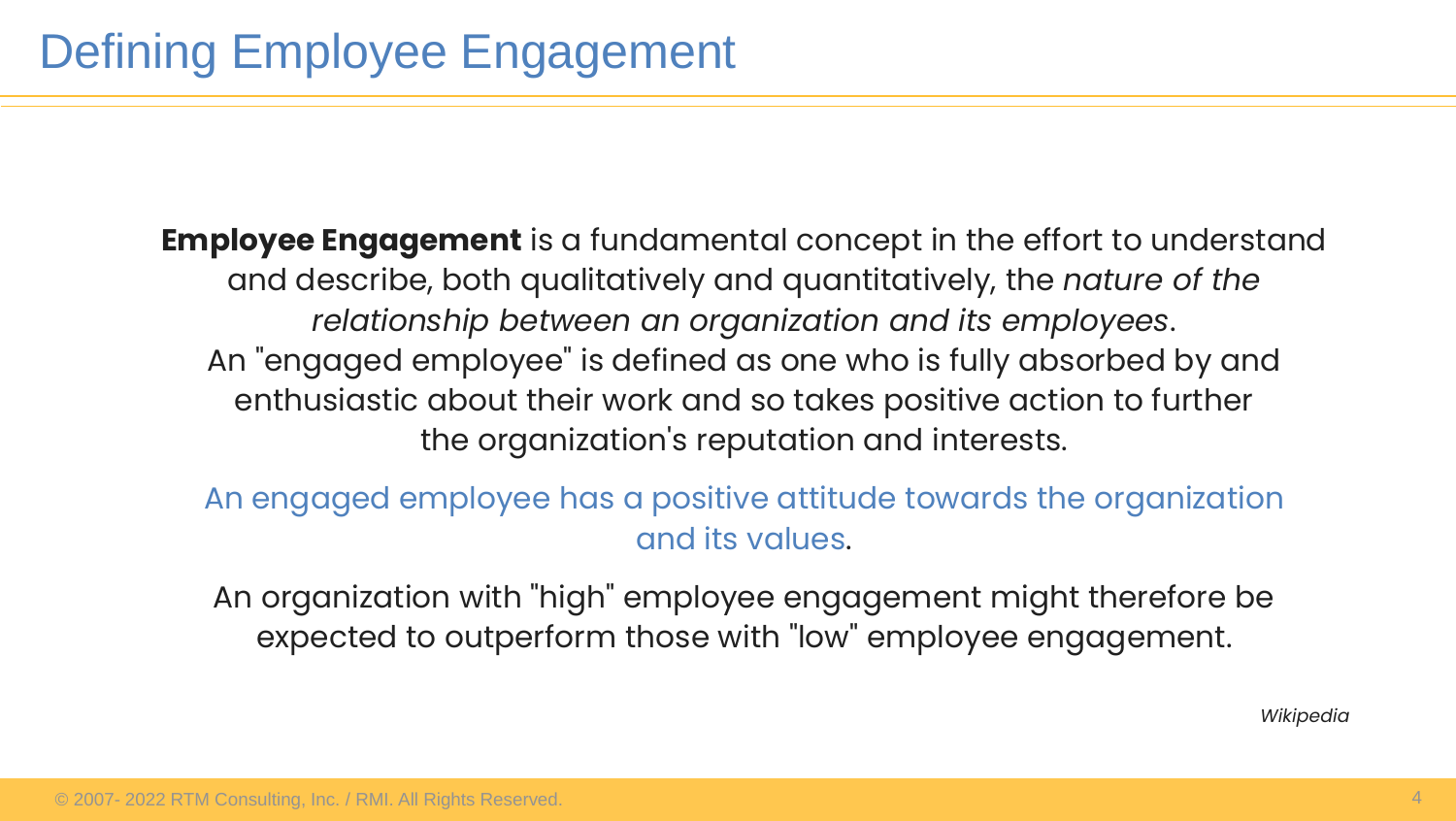# Defining Employee Engagement

**Employee Engagement** is a fundamental concept in the effort to understand and describe, both qualitatively and quantitatively, the *nature of the relationship between an organization and its employees*. An "engaged employee" is defined as one who is fully absorbed by and enthusiastic about their work and so takes positive action to further the organization's reputation and interests.

An engaged employee has a positive attitude towards the organization and its values.

An organization with "high" employee engagement might therefore be expected to outperform those with "low" employee engagement.

*Wikipedia*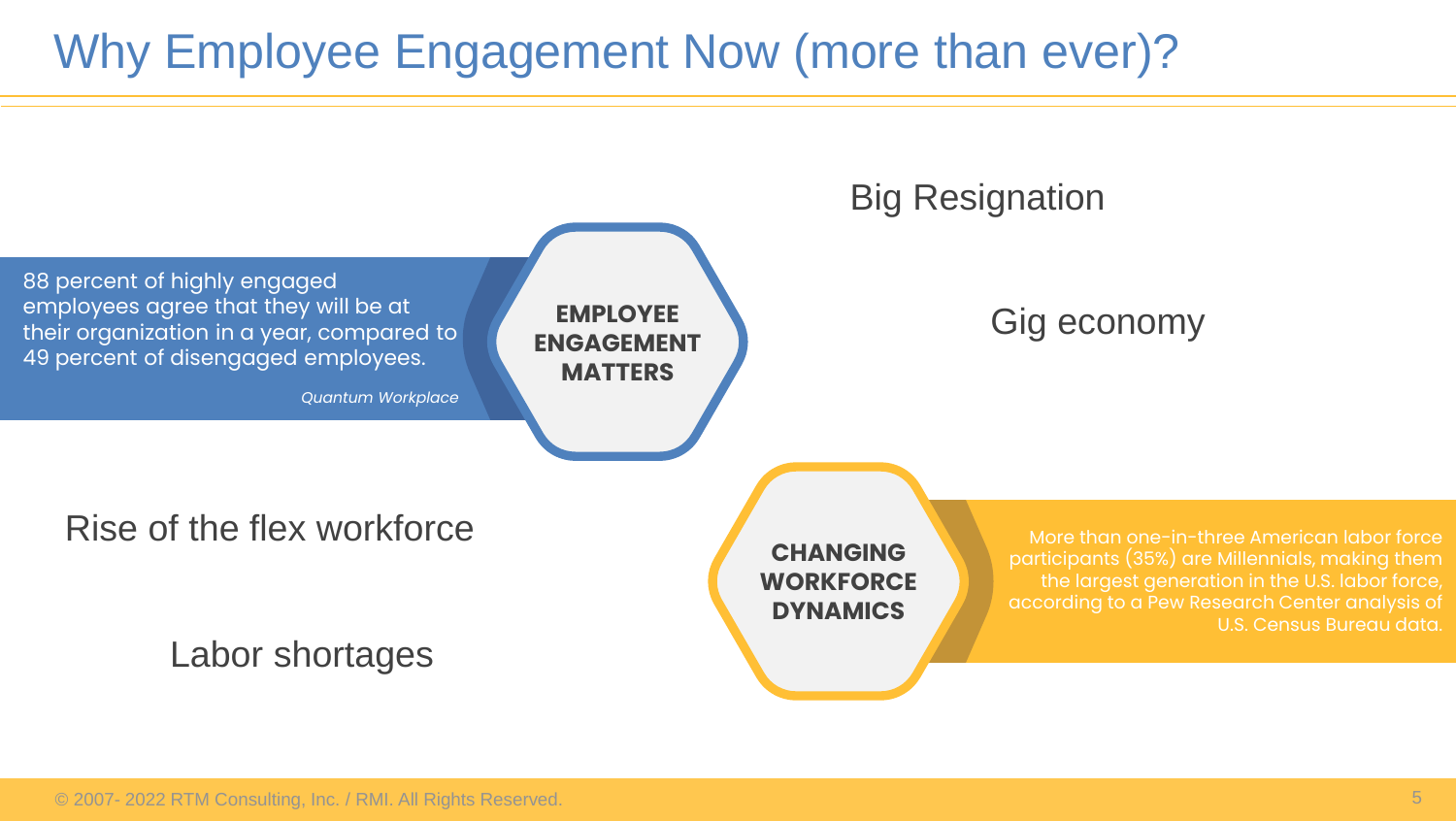# Why Employee Engagement Now (more than ever)?

**EMPLOYEE ENGAGEMENT MATTERS**

88 percent of highly engaged employees agree that they will be at their organization in a year, compared to 49 percent of disengaged employees.

*Quantum Workplace*

Big Resignation

Gig economy

Rise of the flex workforce

Labor shortages

**CHANGING WORKFORCE DYNAMICS**

More than one-in-three American labor force participants (35%) are Millennials, making them the largest generation in the U.S. labor force, according to a Pew Research Center analysis of U.S. Census Bureau data.

© 2007- 2022 RTM Consulting, Inc. / RMI. All Rights Reserved.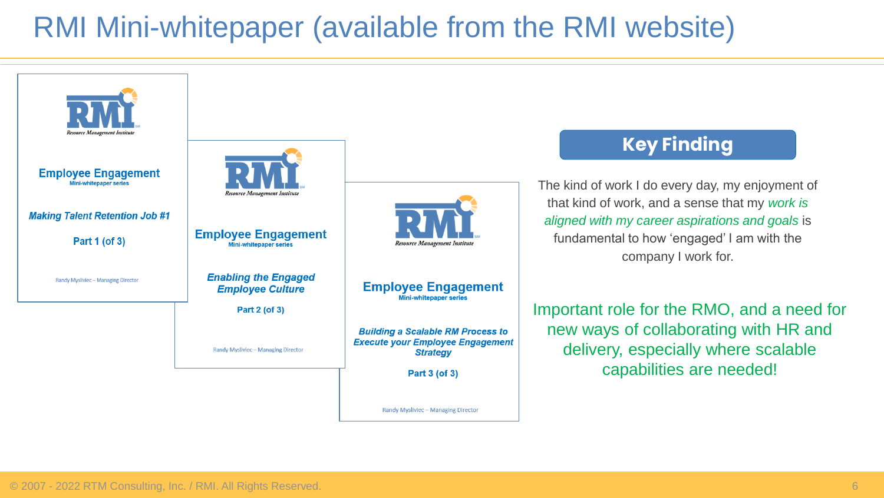# RMI Mini-whitepaper (available from the RMI website)

**Employee Engagement**
Mini-whitepaper series

***Making Talent Retention Job #1***

**Part 1 (of 3)**

Randy Mysliviec – Managing Director

**Employee Engagement**
Mini-whitepaper series

***Enabling the Engaged Employee Culture***

**Part 2 (of 3)**

Randy Mysliviec – Managing Director

**Employee Engagement**
Mini-whitepaper series

***Building a Scalable RM Process to Execute your Employee Engagement Strategy***

**Part 3 (of 3)**

Randy Mysliviec – Managing Director

## Key Finding

The kind of work I do every day, my enjoyment of that kind of work, and a sense that my *work is aligned with my career aspirations and goals* is fundamental to how 'engaged' I am with the company I work for.

Important role for the RMO, and a need for new ways of collaborating with HR and delivery, especially where scalable capabilities are needed!

© 2007 - 2022 RTM Consulting, Inc. / RMI. All Rights Reserved.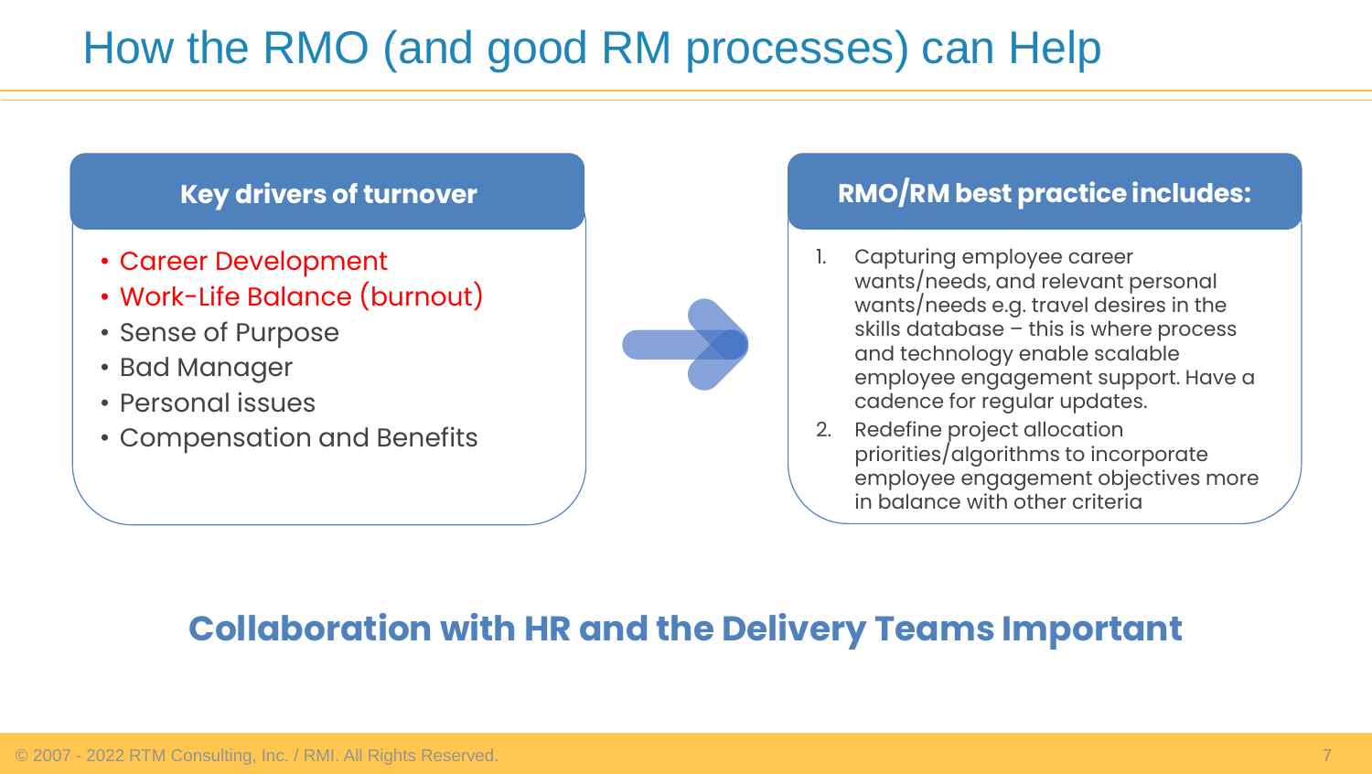# How the RMO (and good RM processes) can Help

## Key drivers of turnover

- Career Development
- Work-Life Balance (burnout)
- Sense of Purpose
- Bad Manager
- Personal issues
- Compensation and Benefits

## RMO/RM best practice includes:

1. Capturing employee career wants/needs, and relevant personal wants/needs e.g. travel desires in the skills database – this is where process and technology enable scalable employee engagement support. Have a cadence for regular updates.
2. Redefine project allocation priorities/algorithms to incorporate employee engagement objectives more in balance with other criteria

**Collaboration with HR and the Delivery Teams Important**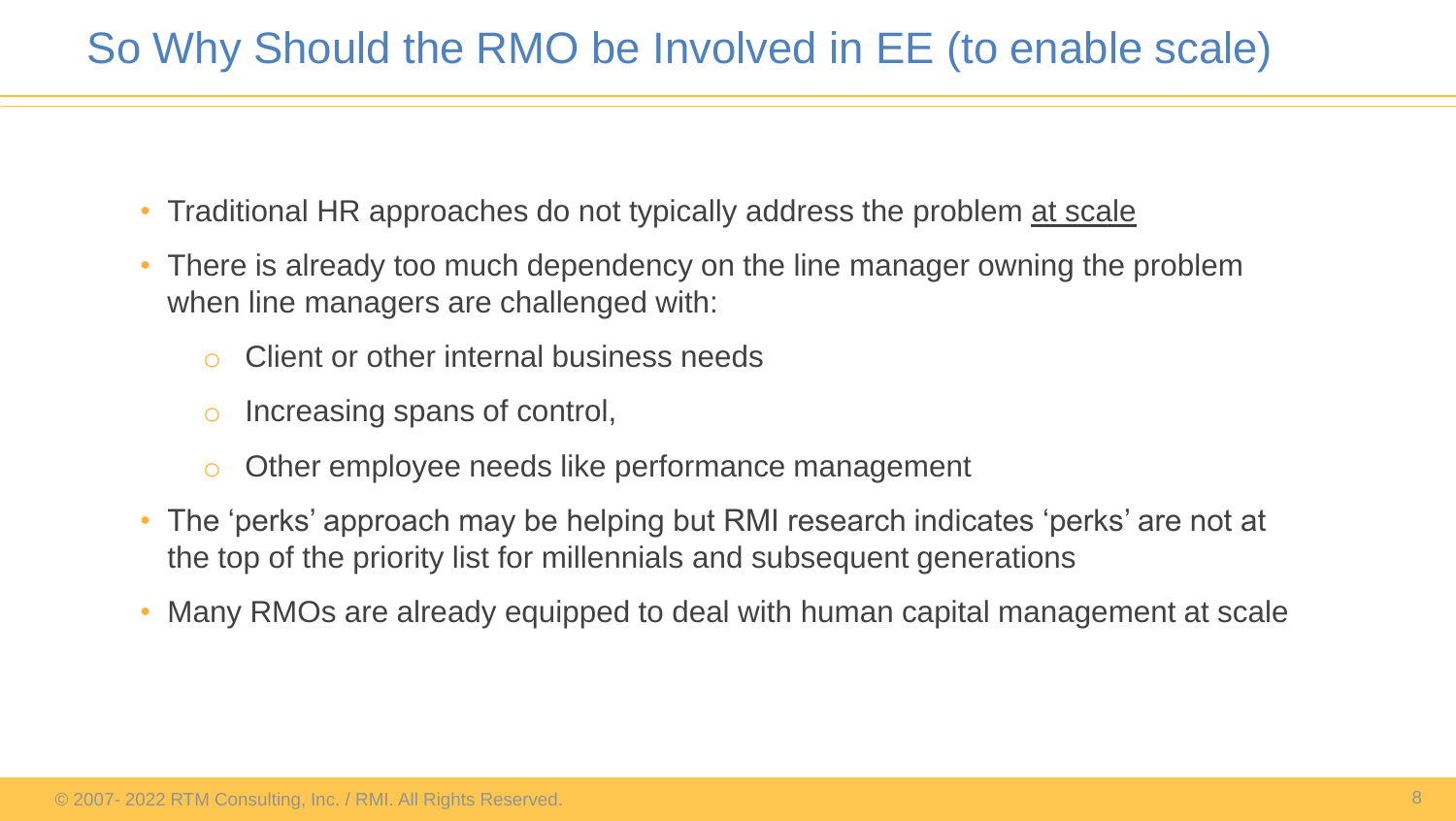# So Why Should the RMO be Involved in EE (to enable scale)

- Traditional HR approaches do not typically address the problem <u>at scale</u>
- There is already too much dependency on the line manager owning the problem when line managers are challenged with:
  - Client or other internal business needs
  - Increasing spans of control,
  - Other employee needs like performance management
- The 'perks' approach may be helping but RMI research indicates 'perks' are not at the top of the priority list for millennials and subsequent generations
- Many RMOs are already equipped to deal with human capital management at scale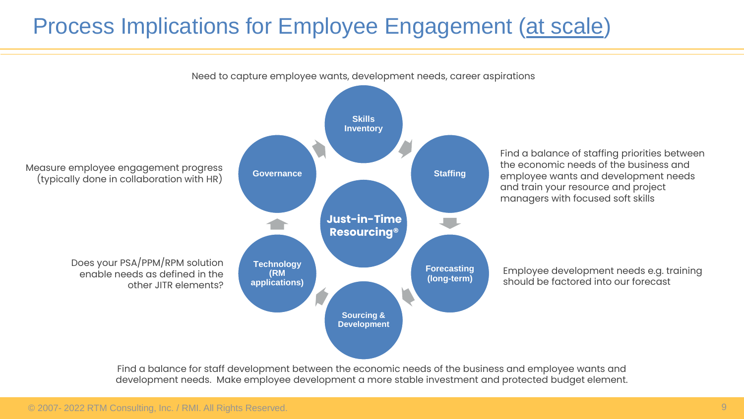# Process Implications for Employee Engagement (at scale)

Need to capture employee wants, development needs, career aspirations

**Skills Inventory**

**Staffing**

Find a balance of staffing priorities between the economic needs of the business and employee wants and development needs and train your resource and project managers with focused soft skills

**Forecasting (long-term)**

Employee development needs e.g. training should be factored into our forecast

**Sourcing & Development**

**Technology (RM applications)**

Does your PSA/PPM/RPM solution enable needs as defined in the other JITR elements?

**Governance**

Measure employee engagement progress (typically done in collaboration with HR)

**Just-in-Time Resourcing®**

Find a balance for staff development between the economic needs of the business and employee wants and development needs. Make employee development a more stable investment and protected budget element.

© 2007- 2022 RTM Consulting, Inc. / RMI. All Rights Reserved.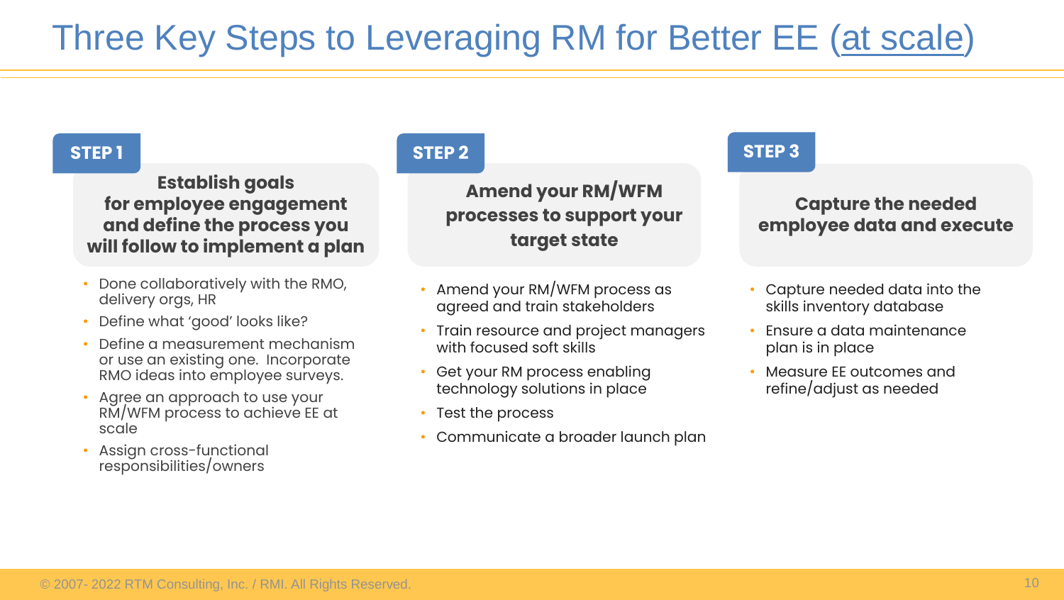# Three Key Steps to Leveraging RM for Better EE (at scale)

## STEP 1

**Establish goals for employee engagement and define the process you will follow to implement a plan**

- Done collaboratively with the RMO, delivery orgs, HR
- Define what 'good' looks like?
- Define a measurement mechanism or use an existing one. Incorporate RMO ideas into employee surveys.
- Agree an approach to use your RM/WFM process to achieve EE at scale
- Assign cross-functional responsibilities/owners

## STEP 2

**Amend your RM/WFM processes to support your target state**

- Amend your RM/WFM process as agreed and train stakeholders
- Train resource and project managers with focused soft skills
- Get your RM process enabling technology solutions in place
- Test the process
- Communicate a broader launch plan

## STEP 3

**Capture the needed employee data and execute**

- Capture needed data into the skills inventory database
- Ensure a data maintenance plan is in place
- Measure EE outcomes and refine/adjust as needed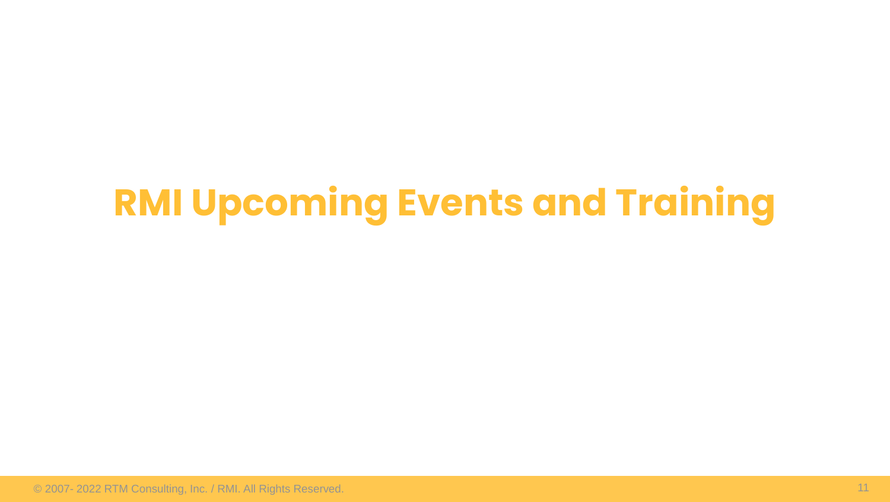# RMI Upcoming Events and Training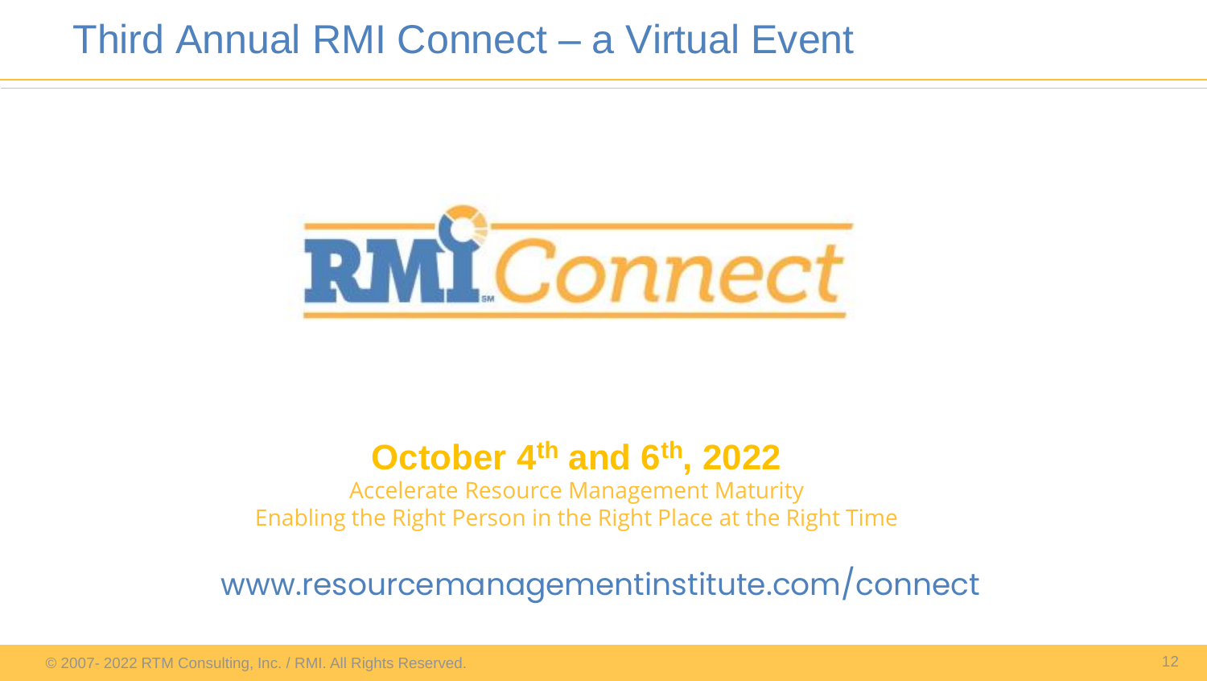# Third Annual RMI Connect – a Virtual Event

RMI Connect

**October 4th and 6th, 2022**

Accelerate Resource Management Maturity

Enabling the Right Person in the Right Place at the Right Time

www.resourcemanagementinstitute.com/connect

© 2007- 2022 RTM Consulting, Inc. / RMI. All Rights Reserved.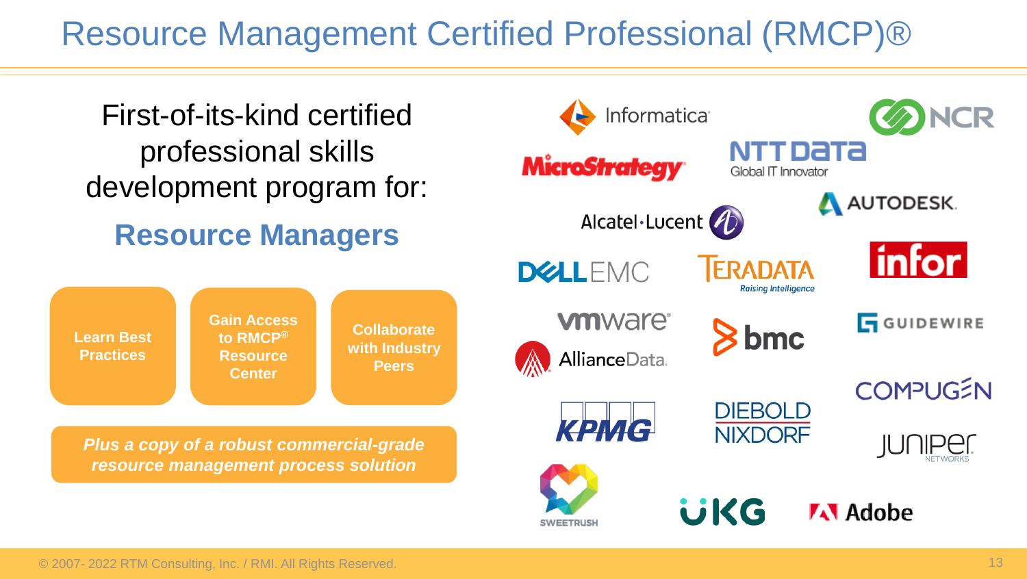# Resource Management Certified Professional (RMCP)®

First-of-its-kind certified professional skills development program for:

## Resource Managers

- **Learn Best Practices**
- **Gain Access to RMCP® Resource Center**
- **Collaborate with Industry Peers**

***Plus a copy of a robust commercial-grade resource management process solution***

Informatica, NCR, MicroStrategy, NTT Data Global IT Innovator, Autodesk, Alcatel·Lucent, Dell EMC, Teradata Raising Intelligence, infor, vmware, AllianceData, bmc, Guidewire, Compugen, KPMG, Diebold Nixdorf, Juniper Networks, Sweetrush, UKG, Adobe

© 2007- 2022 RTM Consulting, Inc. / RMI. All Rights Reserved.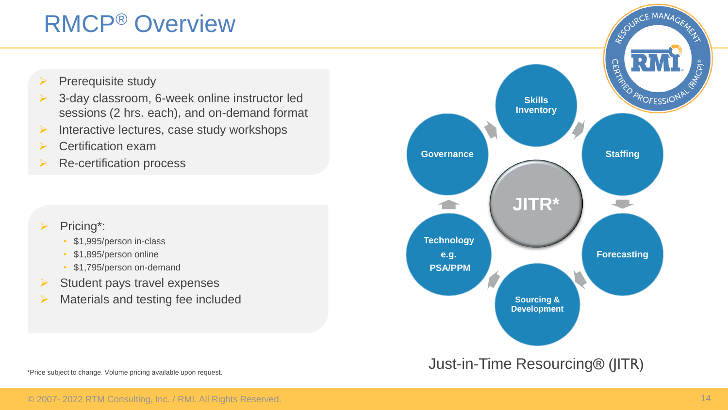# RMCP® Overview

- Prerequisite study
- 3-day classroom, 6-week online instructor led sessions (2 hrs. each), and on-demand format
- Interactive lectures, case study workshops
- Certification exam
- Re-certification process

- Pricing*:
  - $1,995/person in-class
  - $1,895/person online
  - $1,795/person on-demand
- Student pays travel expenses
- Materials and testing fee included

Skills Inventory

Staffing

Forecasting

Sourcing & Development

Technology e.g. PSA/PPM

Governance

JITR*

Just-in-Time Resourcing® (JITR)

*Price subject to change. Volume pricing available upon request.

© 2007- 2022 RTM Consulting, Inc. / RMI. All Rights Reserved.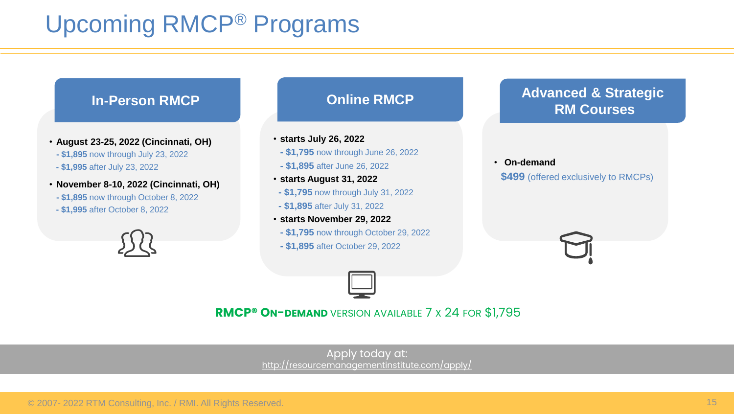# Upcoming RMCP® Programs

## In-Person RMCP

- **August 23-25, 2022 (Cincinnati, OH)**
  - **$1,895** now through July 23, 2022
  - **$1,995** after July 23, 2022
- **November 8-10, 2022 (Cincinnati, OH)**
  - **$1,895** now through October 8, 2022
  - **$1,995** after October 8, 2022

## Online RMCP

- **starts July 26, 2022**
  - **$1,795** now through June 26, 2022
  - **$1,895** after June 26, 2022
- **starts August 31, 2022**
  - **$1,795** now through July 31, 2022
  - **$1,895** after July 31, 2022
- **starts November 29, 2022**
  - **$1,795** now through October 29, 2022
  - **$1,895** after October 29, 2022

## Advanced & Strategic RM Courses

- **On-demand**

  **$499** (offered exclusively to RMCPs)

**RMCP® On-demand** VERSION AVAILABLE 7 X 24 FOR $1,795

Apply today at:
http://resourcemanagementinstitute.com/apply/

© 2007- 2022 RTM Consulting, Inc. / RMI. All Rights Reserved.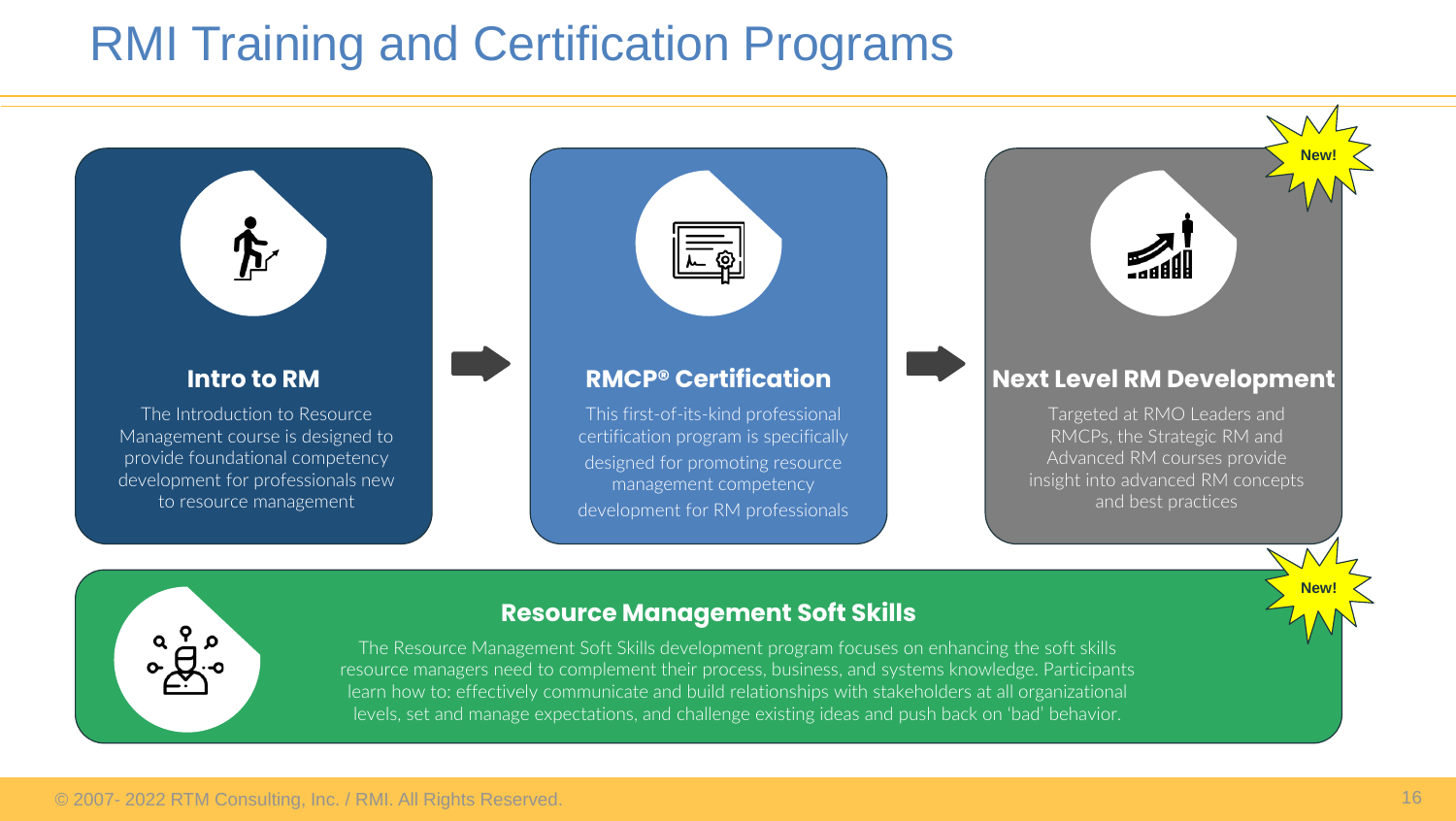# RMI Training and Certification Programs

### Intro to RM

The Introduction to Resource Management course is designed to provide foundational competency development for professionals new to resource management

### RMCP® Certification

This first-of-its-kind professional certification program is specifically designed for promoting resource management competency development for RM professionals

### Next Level RM Development

New!

Targeted at RMO Leaders and RMCPs, the Strategic RM and Advanced RM courses provide insight into advanced RM concepts and best practices

### Resource Management Soft Skills

New!

The Resource Management Soft Skills development program focuses on enhancing the soft skills resource managers need to complement their process, business, and systems knowledge. Participants learn how to: effectively communicate and build relationships with stakeholders at all organizational levels, set and manage expectations, and challenge existing ideas and push back on 'bad' behavior.

© 2007- 2022 RTM Consulting, Inc. / RMI. All Rights Reserved.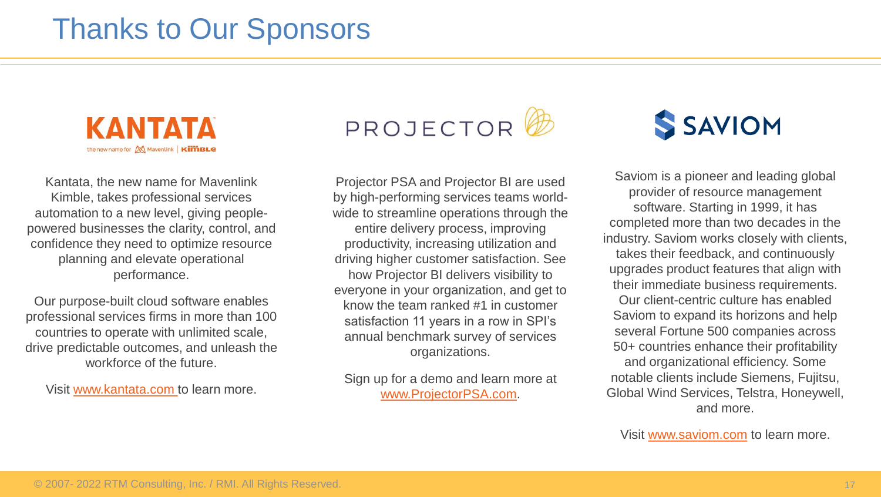# Thanks to Our Sponsors

**KANTATA**

the new name for Mavenlink | Kimble

Kantata, the new name for Mavenlink Kimble, takes professional services automation to a new level, giving people-powered businesses the clarity, control, and confidence they need to optimize resource planning and elevate operational performance.

Our purpose-built cloud software enables professional services firms in more than 100 countries to operate with unlimited scale, drive predictable outcomes, and unleash the workforce of the future.

Visit www.kantata.com to learn more.

**PROJECTOR**

Projector PSA and Projector BI are used by high-performing services teams world-wide to streamline operations through the entire delivery process, improving productivity, increasing utilization and driving higher customer satisfaction. See how Projector BI delivers visibility to everyone in your organization, and get to know the team ranked #1 in customer satisfaction 11 years in a row in SPI's annual benchmark survey of services organizations.

Sign up for a demo and learn more at www.ProjectorPSA.com.

**SAVIOM**

Saviom is a pioneer and leading global provider of resource management software. Starting in 1999, it has completed more than two decades in the industry. Saviom works closely with clients, takes their feedback, and continuously upgrades product features that align with their immediate business requirements. Our client-centric culture has enabled Saviom to expand its horizons and help several Fortune 500 companies across 50+ countries enhance their profitability and organizational efficiency. Some notable clients include Siemens, Fujitsu, Global Wind Services, Telstra, Honeywell, and more.

Visit www.saviom.com to learn more.

© 2007- 2022 RTM Consulting, Inc. / RMI. All Rights Reserved.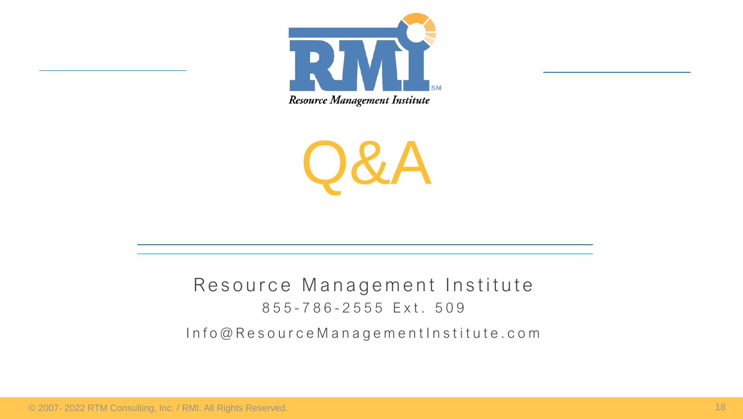RMI

*Resource Management Institute*

# Q&A

Resource Management Institute

855-786-2555 Ext. 509

Info@ResourceManagementInstitute.com

© 2007- 2022 RTM Consulting, Inc. / RMI. All Rights Reserved.